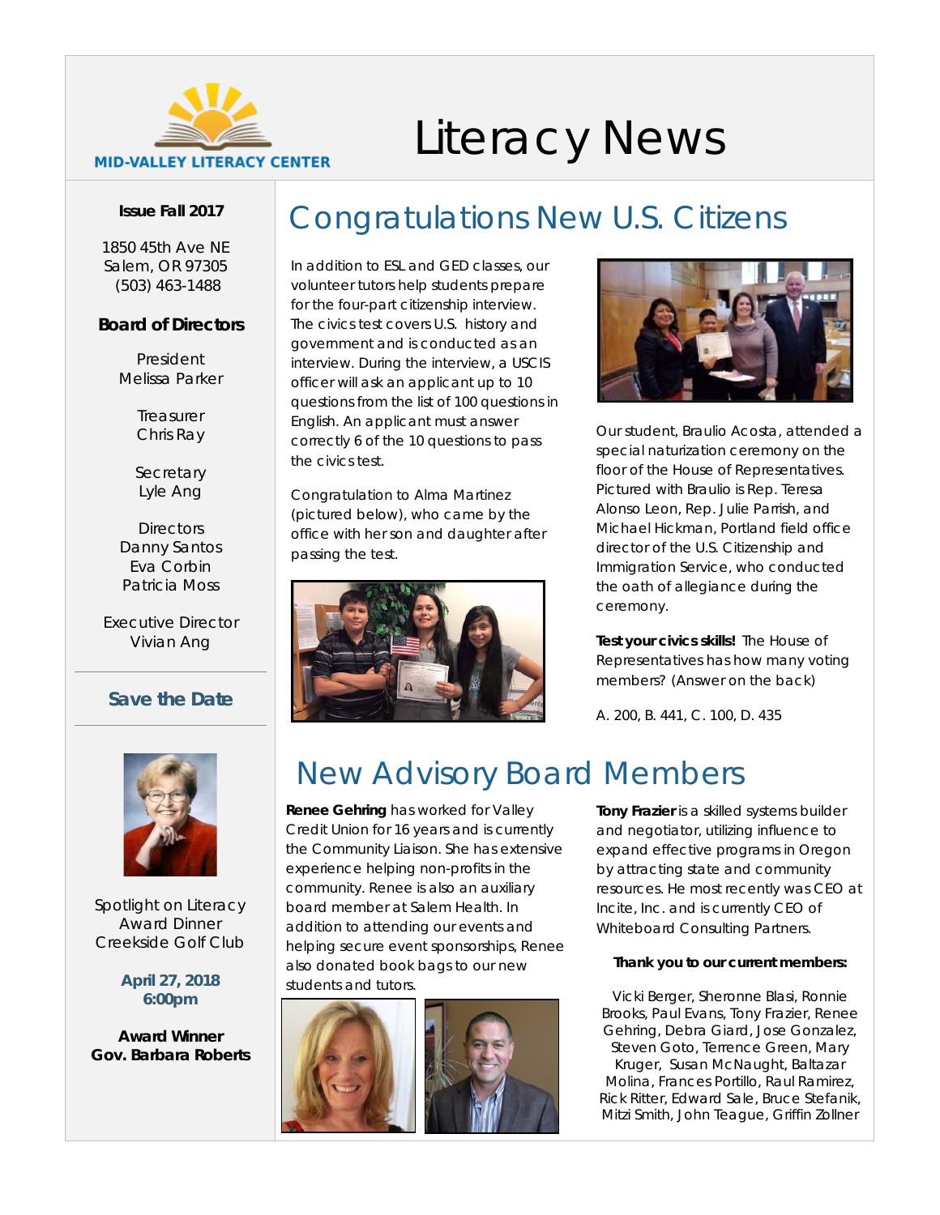MID-VALLEY LITERACY CENTER

# Literacy News

**Issue Fall 2017**

1850 45th Ave NE
Salem, OR 97305
(503) 463-1488

**Board of Directors**

President
Melissa Parker

Treasurer
Chris Ray

Secretary
Lyle Ang

Directors
Danny Santos
Eva Corbin
Patricia Moss

Executive Director
Vivian Ang

### Save the Date

Spotlight on Literacy
Award Dinner
Creekside Golf Club

**April 27, 2018**
**6:00pm**

**Award Winner**
**Gov. Barbara Roberts**

## Congratulations New U.S. Citizens

In addition to ESL and GED classes, our volunteer tutors help students prepare for the four-part citizenship interview. The civics test covers U.S. history and government and is conducted as an interview. During the interview, a USCIS officer will ask an applicant up to 10 questions from the list of 100 questions in English. An applicant must answer correctly 6 of the 10 questions to pass the civics test.

Congratulation to Alma Martinez (pictured below), who came by the office with her son and daughter after passing the test.

Our student, Braulio Acosta, attended a special naturization ceremony on the floor of the House of Representatives. Pictured with Braulio is Rep. Teresa Alonso Leon, Rep. Julie Parrish, and Michael Hickman, Portland field office director of the U.S. Citizenship and Immigration Service, who conducted the oath of allegiance during the ceremony.

**Test your civics skills!** The House of Representatives has how many voting members? (Answer on the back)

A. 200, B. 441, C. 100, D. 435

## New Advisory Board Members

**Renee Gehring** has worked for Valley Credit Union for 16 years and is currently the Community Liaison. She has extensive experience helping non-profits in the community. Renee is also an auxiliary board member at Salem Health. In addition to attending our events and helping secure event sponsorships, Renee also donated book bags to our new students and tutors.

**Tony Frazier** is a skilled systems builder and negotiator, utilizing influence to expand effective programs in Oregon by attracting state and community resources. He most recently was CEO at Incite, Inc. and is currently CEO of Whiteboard Consulting Partners.

**Thank you to our current members:**

Vicki Berger, Sheronne Blasi, Ronnie Brooks, Paul Evans, Tony Frazier, Renee Gehring, Debra Giard, Jose Gonzalez, Steven Goto, Terrence Green, Mary Kruger, Susan McNaught, Baltazar Molina, Frances Portillo, Raul Ramirez, Rick Ritter, Edward Sale, Bruce Stefanik, Mitzi Smith, John Teague, Griffin Zollner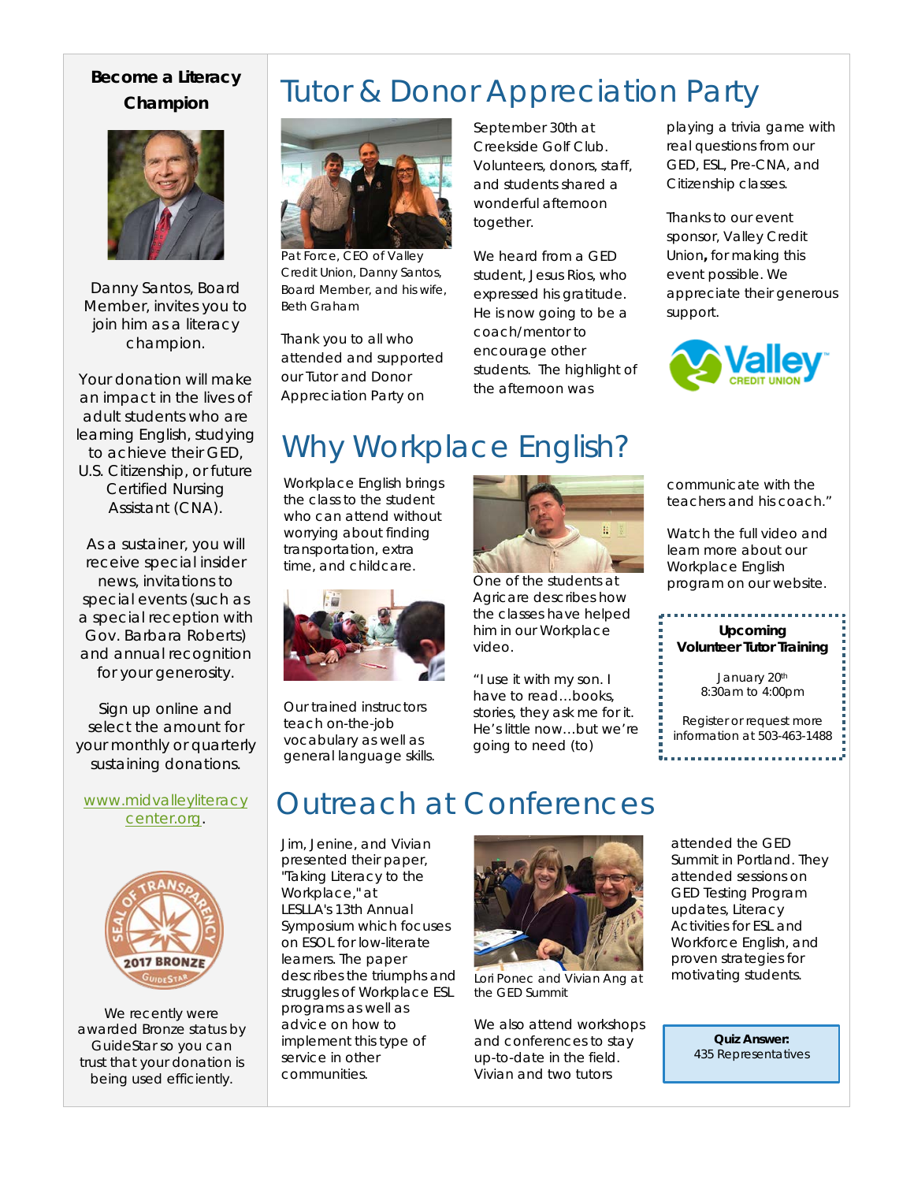**Become a Literacy Champion**

Danny Santos, Board Member, invites you to join him as a literacy champion.

Your donation will make an impact in the lives of adult students who are learning English, studying to achieve their GED, U.S. Citizenship, or future Certified Nursing Assistant (CNA).

As a sustainer, you will receive special insider news, invitations to special events (such as a special reception with Gov. Barbara Roberts) and annual recognition for your generosity.

Sign up online and select the amount for your monthly or quarterly sustaining donations.

www.midvalleyliteracycenter.org.

We recently were awarded Bronze status by GuideStar so you can trust that your donation is being used efficiently.

# Tutor & Donor Appreciation Party

Pat Force, CEO of Valley Credit Union, Danny Santos, Board Member, and his wife, Beth Graham

Thank you to all who attended and supported our Tutor and Donor Appreciation Party on September 30th at Creekside Golf Club. Volunteers, donors, staff, and students shared a wonderful afternoon together.

We heard from a GED student, Jesus Rios, who expressed his gratitude. He is now going to be a coach/mentor to encourage other students. The highlight of the afternoon was playing a trivia game with real questions from our GED, ESL, Pre-CNA, and Citizenship classes.

Thanks to our event sponsor, Valley Credit Union**,** for making this event possible. We appreciate their generous support.

# Why Workplace English?

Workplace English brings the class to the student who can attend without worrying about finding transportation, extra time, and childcare.

Our trained instructors teach on-the-job vocabulary as well as general language skills.

One of the students at Agricare describes how the classes have helped him in our Workplace video.

"I use it with my son. I have to read…books, stories, they ask me for it. He's little now…but we're going to need (to) communicate with the teachers and his coach."

Watch the full video and learn more about our Workplace English program on our website.

**Upcoming Volunteer Tutor Training**

January 20th
8:30am to 4:00pm

Register or request more information at 503-463-1488

# Outreach at Conferences

Jim, Jenine, and Vivian presented their paper, "Taking Literacy to the Workplace," at LESLLA's 13th Annual Symposium which focuses on ESOL for low-literate learners. The paper describes the triumphs and struggles of Workplace ESL programs as well as advice on how to implement this type of service in other communities.

Lori Ponec and Vivian Ang at the GED Summit

We also attend workshops and conferences to stay up-to-date in the field. Vivian and two tutors attended the GED Summit in Portland. They attended sessions on GED Testing Program updates, Literacy Activities for ESL and Workforce English, and proven strategies for motivating students.

**Quiz Answer:**
435 Representatives